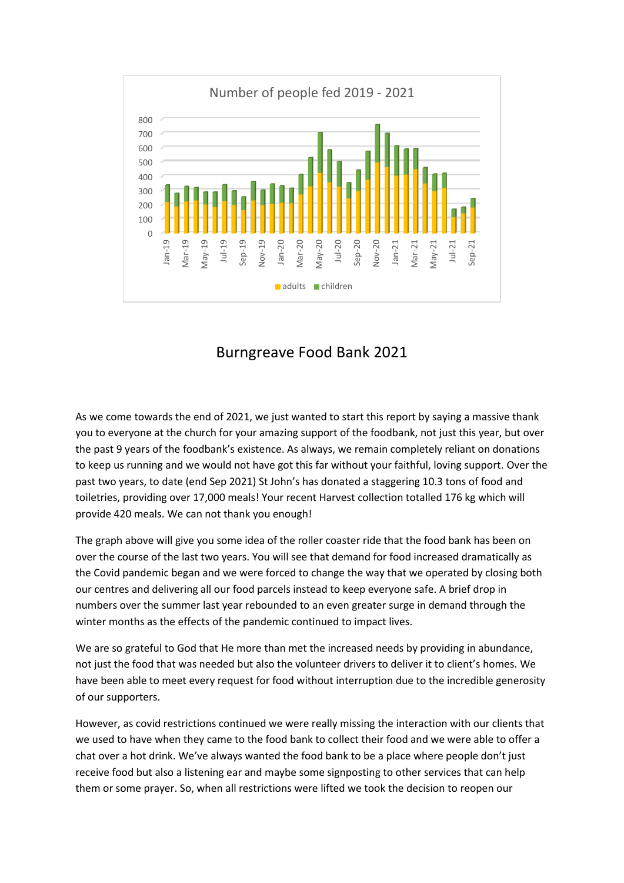Number of people fed 2019 - 2021

# Burngreave Food Bank 2021

As we come towards the end of 2021, we just wanted to start this report by saying a massive thank you to everyone at the church for your amazing support of the foodbank, not just this year, but over the past 9 years of the foodbank's existence. As always, we remain completely reliant on donations to keep us running and we would not have got this far without your faithful, loving support. Over the past two years, to date (end Sep 2021) St John's has donated a staggering 10.3 tons of food and toiletries, providing over 17,000 meals! Your recent Harvest collection totalled 176 kg which will provide 420 meals. We can not thank you enough!

The graph above will give you some idea of the roller coaster ride that the food bank has been on over the course of the last two years. You will see that demand for food increased dramatically as the Covid pandemic began and we were forced to change the way that we operated by closing both our centres and delivering all our food parcels instead to keep everyone safe. A brief drop in numbers over the summer last year rebounded to an even greater surge in demand through the winter months as the effects of the pandemic continued to impact lives.

We are so grateful to God that He more than met the increased needs by providing in abundance, not just the food that was needed but also the volunteer drivers to deliver it to client's homes. We have been able to meet every request for food without interruption due to the incredible generosity of our supporters.

However, as covid restrictions continued we were really missing the interaction with our clients that we used to have when they came to the food bank to collect their food and we were able to offer a chat over a hot drink. We've always wanted the food bank to be a place where people don't just receive food but also a listening ear and maybe some signposting to other services that can help them or some prayer. So, when all restrictions were lifted we took the decision to reopen our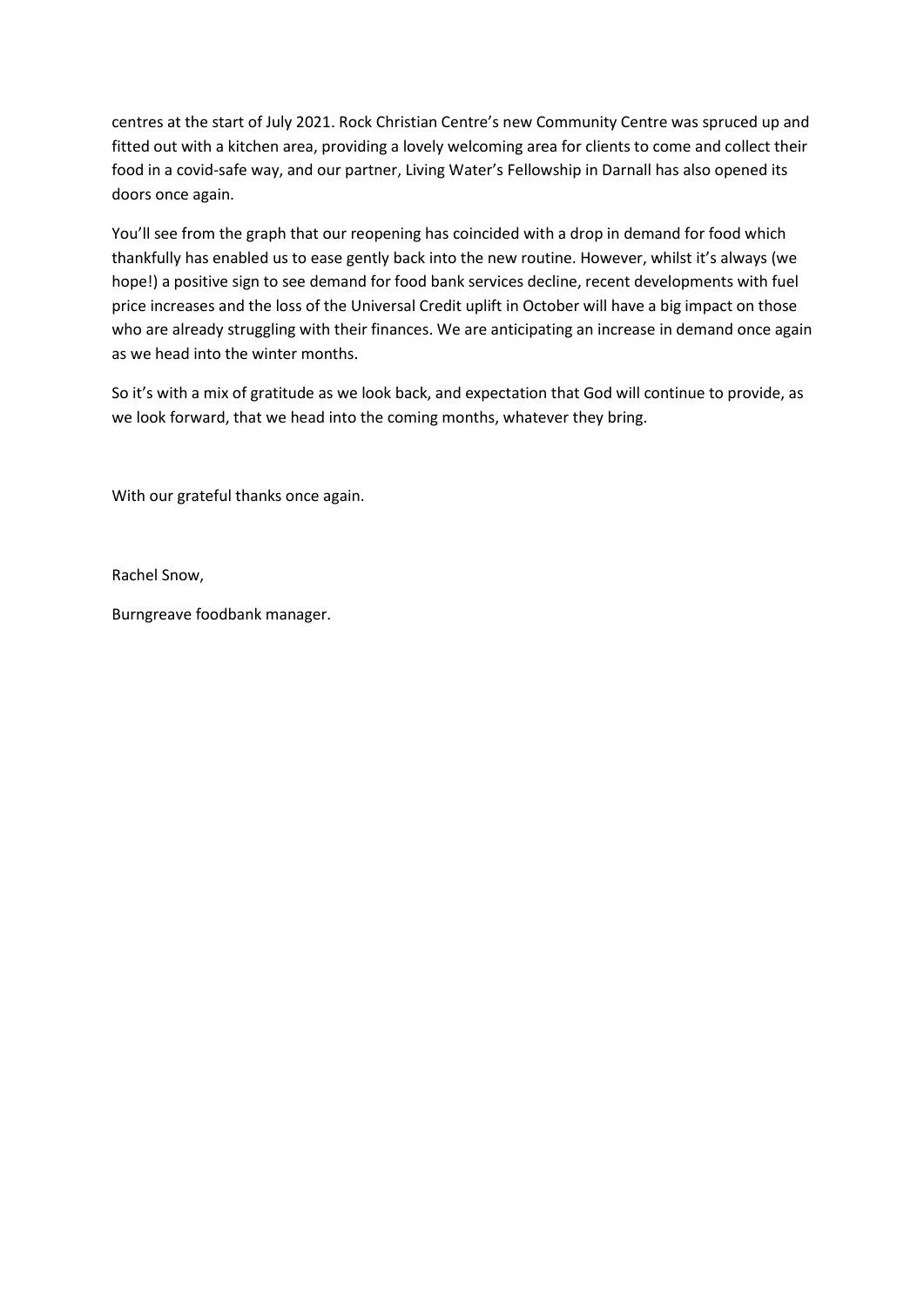centres at the start of July 2021. Rock Christian Centre's new Community Centre was spruced up and fitted out with a kitchen area, providing a lovely welcoming area for clients to come and collect their food in a covid-safe way, and our partner, Living Water's Fellowship in Darnall has also opened its doors once again.

You'll see from the graph that our reopening has coincided with a drop in demand for food which thankfully has enabled us to ease gently back into the new routine. However, whilst it's always (we hope!) a positive sign to see demand for food bank services decline, recent developments with fuel price increases and the loss of the Universal Credit uplift in October will have a big impact on those who are already struggling with their finances. We are anticipating an increase in demand once again as we head into the winter months.

So it's with a mix of gratitude as we look back, and expectation that God will continue to provide, as we look forward, that we head into the coming months, whatever they bring.

With our grateful thanks once again.

Rachel Snow,

Burngreave foodbank manager.